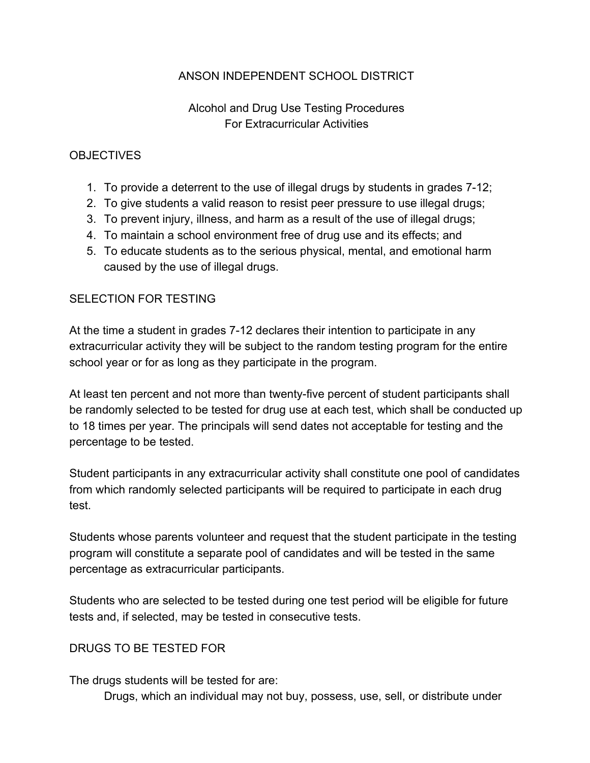# ANSON INDEPENDENT SCHOOL DISTRICT

## Alcohol and Drug Use Testing Procedures For Extracurricular Activities

### OBJECTIVES

1. To provide a deterrent to the use of illegal drugs by students in grades 7-12;
2. To give students a valid reason to resist peer pressure to use illegal drugs;
3. To prevent injury, illness, and harm as a result of the use of illegal drugs;
4. To maintain a school environment free of drug use and its effects; and
5. To educate students as to the serious physical, mental, and emotional harm caused by the use of illegal drugs.

### SELECTION FOR TESTING

At the time a student in grades 7-12 declares their intention to participate in any extracurricular activity they will be subject to the random testing program for the entire school year or for as long as they participate in the program.

At least ten percent and not more than twenty-five percent of student participants shall be randomly selected to be tested for drug use at each test, which shall be conducted up to 18 times per year. The principals will send dates not acceptable for testing and the percentage to be tested.

Student participants in any extracurricular activity shall constitute one pool of candidates from which randomly selected participants will be required to participate in each drug test.

Students whose parents volunteer and request that the student participate in the testing program will constitute a separate pool of candidates and will be tested in the same percentage as extracurricular participants.

Students who are selected to be tested during one test period will be eligible for future tests and, if selected, may be tested in consecutive tests.

### DRUGS TO BE TESTED FOR

The drugs students will be tested for are:

Drugs, which an individual may not buy, possess, use, sell, or distribute under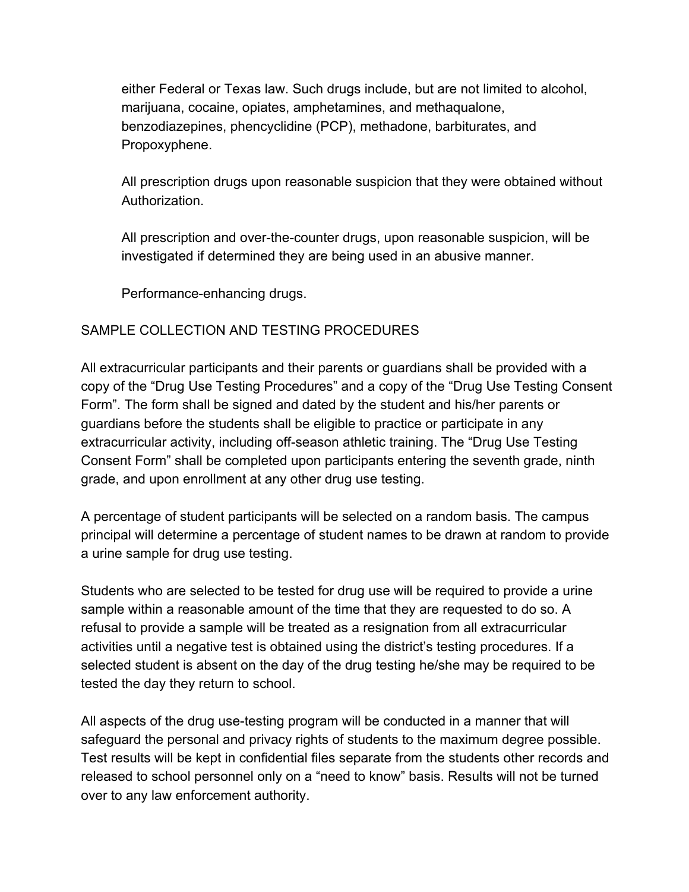either Federal or Texas law. Such drugs include, but are not limited to alcohol, marijuana, cocaine, opiates, amphetamines, and methaqualone, benzodiazepines, phencyclidine (PCP), methadone, barbiturates, and Propoxyphene.

All prescription drugs upon reasonable suspicion that they were obtained without Authorization.

All prescription and over-the-counter drugs, upon reasonable suspicion, will be investigated if determined they are being used in an abusive manner.

Performance-enhancing drugs.

## SAMPLE COLLECTION AND TESTING PROCEDURES

All extracurricular participants and their parents or guardians shall be provided with a copy of the "Drug Use Testing Procedures" and a copy of the "Drug Use Testing Consent Form". The form shall be signed and dated by the student and his/her parents or guardians before the students shall be eligible to practice or participate in any extracurricular activity, including off-season athletic training. The "Drug Use Testing Consent Form" shall be completed upon participants entering the seventh grade, ninth grade, and upon enrollment at any other drug use testing.

A percentage of student participants will be selected on a random basis. The campus principal will determine a percentage of student names to be drawn at random to provide a urine sample for drug use testing.

Students who are selected to be tested for drug use will be required to provide a urine sample within a reasonable amount of the time that they are requested to do so. A refusal to provide a sample will be treated as a resignation from all extracurricular activities until a negative test is obtained using the district's testing procedures. If a selected student is absent on the day of the drug testing he/she may be required to be tested the day they return to school.

All aspects of the drug use-testing program will be conducted in a manner that will safeguard the personal and privacy rights of students to the maximum degree possible. Test results will be kept in confidential files separate from the students other records and released to school personnel only on a "need to know" basis. Results will not be turned over to any law enforcement authority.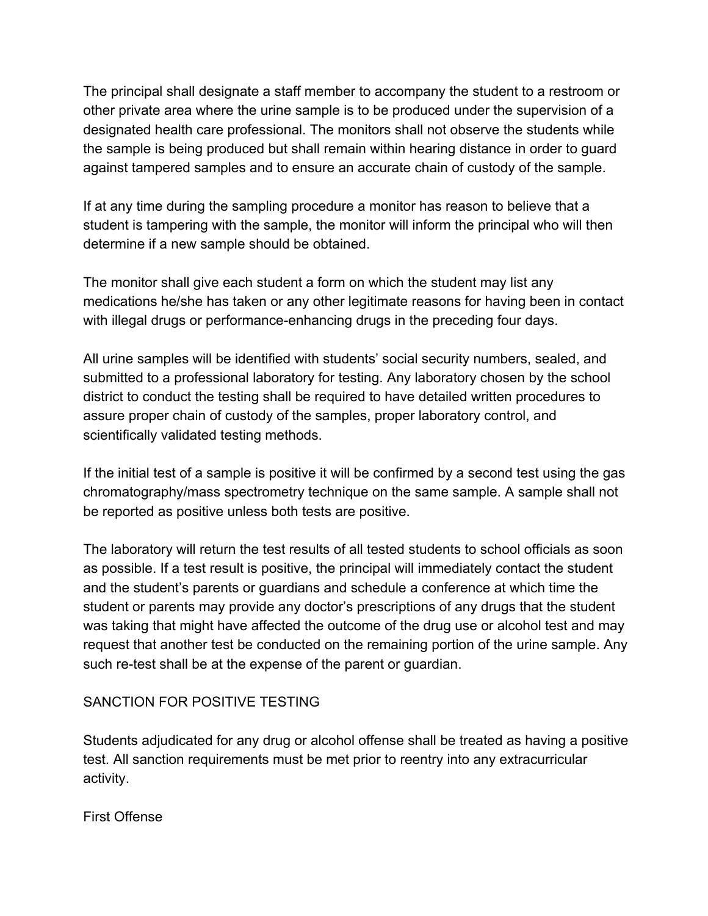The principal shall designate a staff member to accompany the student to a restroom or other private area where the urine sample is to be produced under the supervision of a designated health care professional. The monitors shall not observe the students while the sample is being produced but shall remain within hearing distance in order to guard against tampered samples and to ensure an accurate chain of custody of the sample.

If at any time during the sampling procedure a monitor has reason to believe that a student is tampering with the sample, the monitor will inform the principal who will then determine if a new sample should be obtained.

The monitor shall give each student a form on which the student may list any medications he/she has taken or any other legitimate reasons for having been in contact with illegal drugs or performance-enhancing drugs in the preceding four days.

All urine samples will be identified with students' social security numbers, sealed, and submitted to a professional laboratory for testing. Any laboratory chosen by the school district to conduct the testing shall be required to have detailed written procedures to assure proper chain of custody of the samples, proper laboratory control, and scientifically validated testing methods.

If the initial test of a sample is positive it will be confirmed by a second test using the gas chromatography/mass spectrometry technique on the same sample. A sample shall not be reported as positive unless both tests are positive.

The laboratory will return the test results of all tested students to school officials as soon as possible. If a test result is positive, the principal will immediately contact the student and the student's parents or guardians and schedule a conference at which time the student or parents may provide any doctor's prescriptions of any drugs that the student was taking that might have affected the outcome of the drug use or alcohol test and may request that another test be conducted on the remaining portion of the urine sample. Any such re-test shall be at the expense of the parent or guardian.

## SANCTION FOR POSITIVE TESTING

Students adjudicated for any drug or alcohol offense shall be treated as having a positive test. All sanction requirements must be met prior to reentry into any extracurricular activity.

### First Offense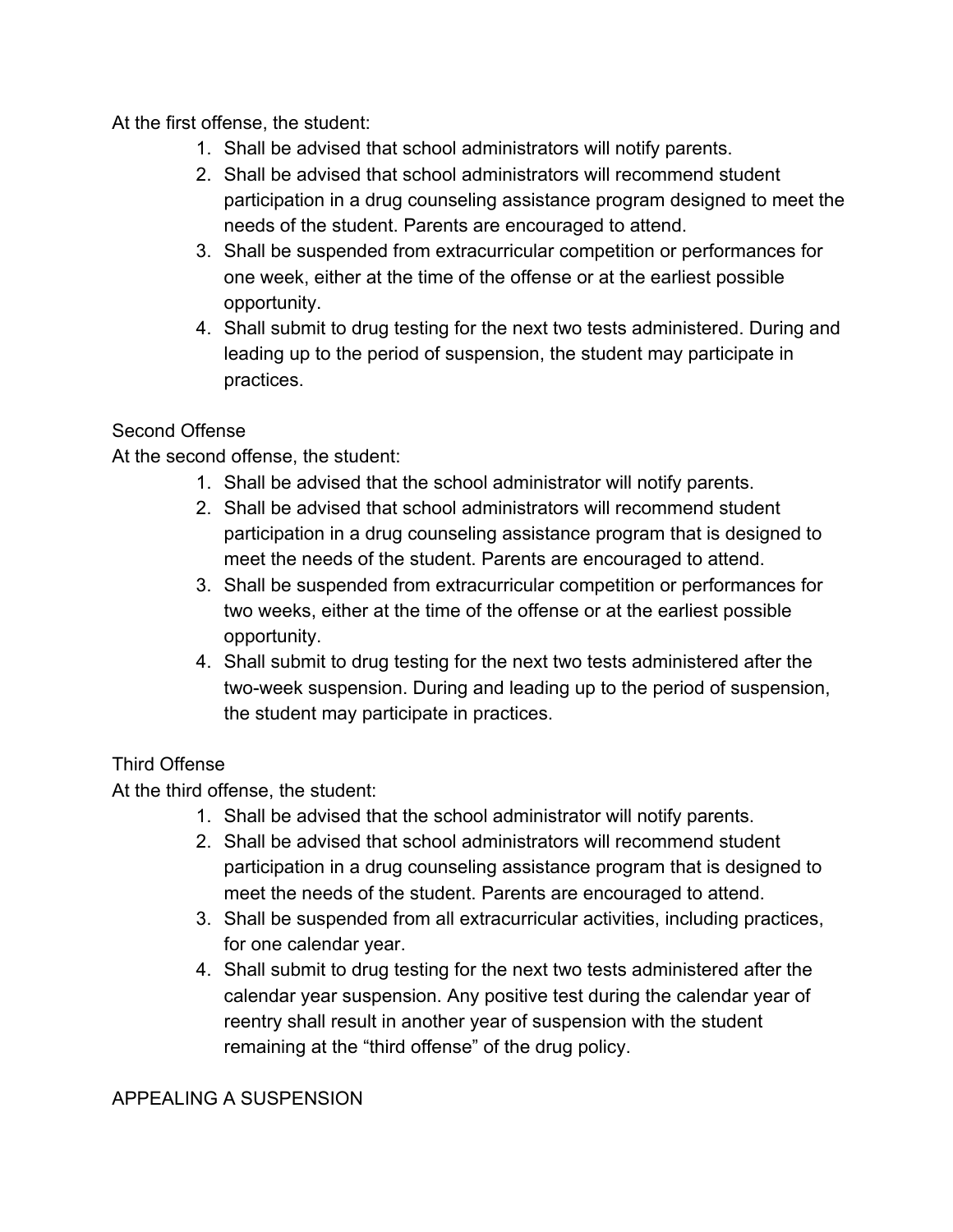At the first offense, the student:

1. Shall be advised that school administrators will notify parents.
2. Shall be advised that school administrators will recommend student participation in a drug counseling assistance program designed to meet the needs of the student. Parents are encouraged to attend.
3. Shall be suspended from extracurricular competition or performances for one week, either at the time of the offense or at the earliest possible opportunity.
4. Shall submit to drug testing for the next two tests administered. During and leading up to the period of suspension, the student may participate in practices.

Second Offense

At the second offense, the student:

1. Shall be advised that the school administrator will notify parents.
2. Shall be advised that school administrators will recommend student participation in a drug counseling assistance program that is designed to meet the needs of the student. Parents are encouraged to attend.
3. Shall be suspended from extracurricular competition or performances for two weeks, either at the time of the offense or at the earliest possible opportunity.
4. Shall submit to drug testing for the next two tests administered after the two-week suspension. During and leading up to the period of suspension, the student may participate in practices.

Third Offense

At the third offense, the student:

1. Shall be advised that the school administrator will notify parents.
2. Shall be advised that school administrators will recommend student participation in a drug counseling assistance program that is designed to meet the needs of the student. Parents are encouraged to attend.
3. Shall be suspended from all extracurricular activities, including practices, for one calendar year.
4. Shall submit to drug testing for the next two tests administered after the calendar year suspension. Any positive test during the calendar year of reentry shall result in another year of suspension with the student remaining at the "third offense" of the drug policy.

APPEALING A SUSPENSION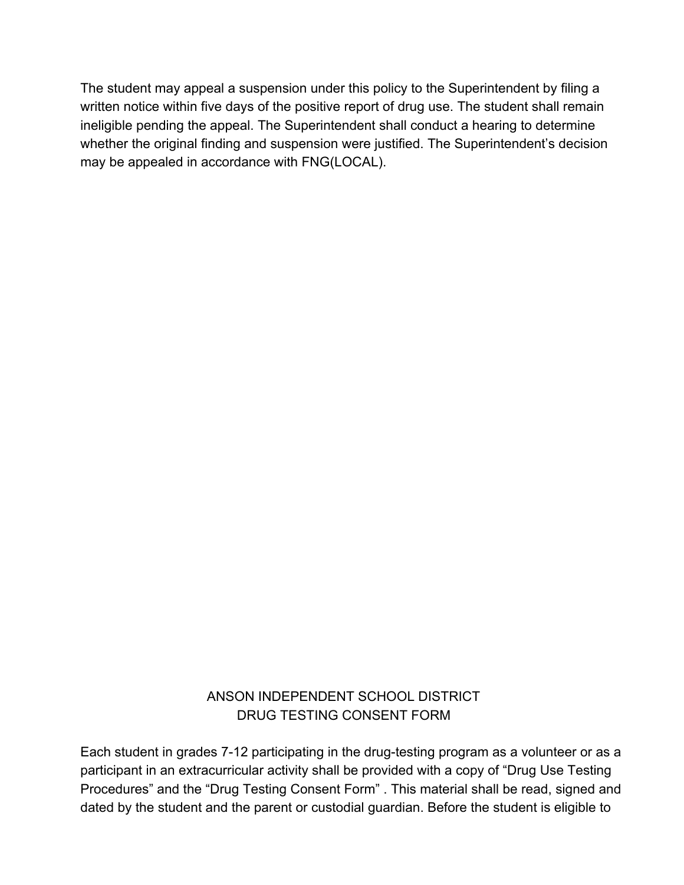The student may appeal a suspension under this policy to the Superintendent by filing a written notice within five days of the positive report of drug use. The student shall remain ineligible pending the appeal. The Superintendent shall conduct a hearing to determine whether the original finding and suspension were justified. The Superintendent's decision may be appealed in accordance with FNG(LOCAL).

## ANSON INDEPENDENT SCHOOL DISTRICT
## DRUG TESTING CONSENT FORM

Each student in grades 7-12 participating in the drug-testing program as a volunteer or as a participant in an extracurricular activity shall be provided with a copy of "Drug Use Testing Procedures" and the "Drug Testing Consent Form" . This material shall be read, signed and dated by the student and the parent or custodial guardian. Before the student is eligible to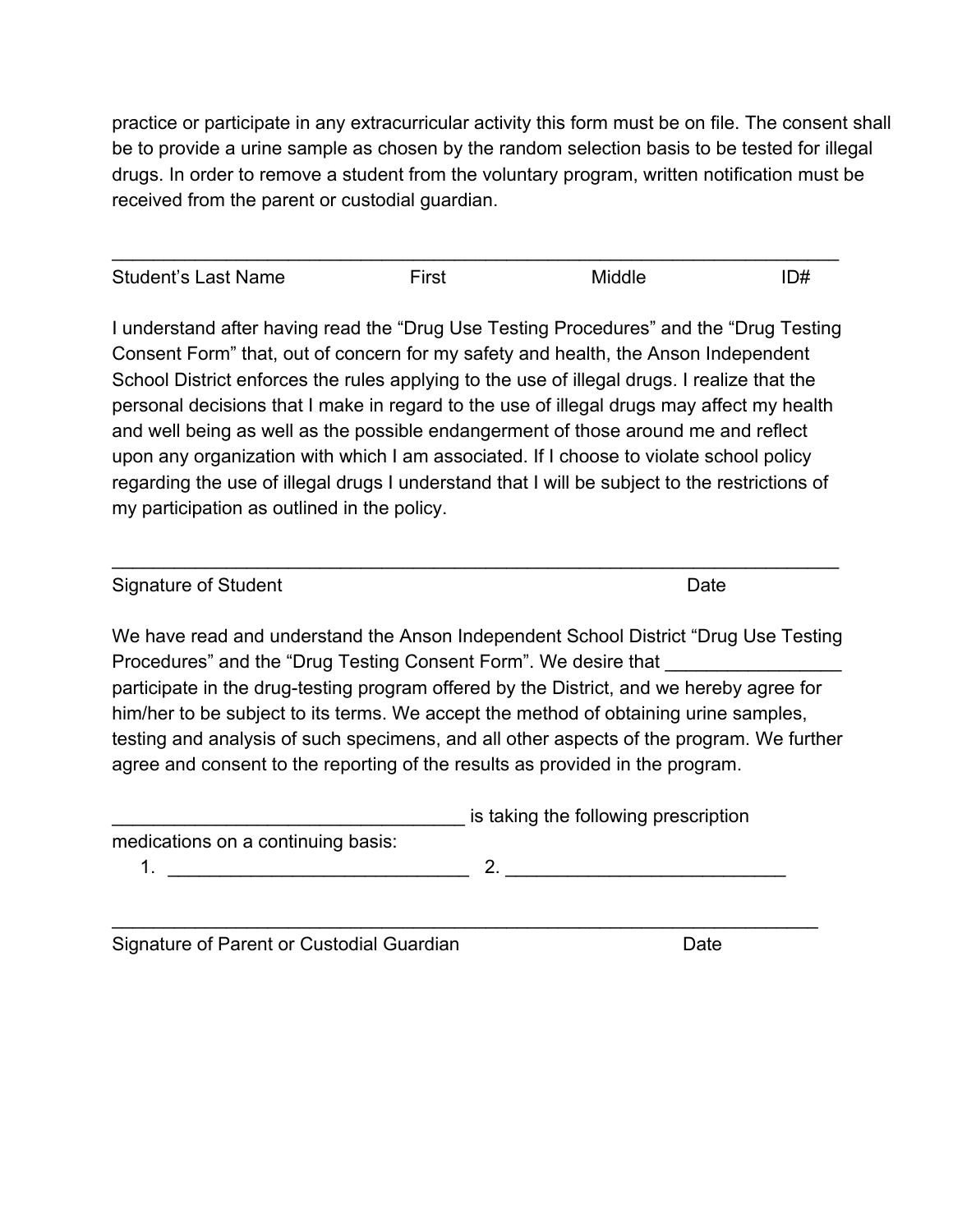practice or participate in any extracurricular activity this form must be on file. The consent shall be to provide a urine sample as chosen by the random selection basis to be tested for illegal drugs. In order to remove a student from the voluntary program, written notification must be received from the parent or custodial guardian.

\_\_\_\_\_\_\_\_\_\_\_\_\_\_\_\_\_\_\_\_\_\_\_\_\_\_\_\_\_\_\_\_\_\_\_\_\_\_\_\_\_\_\_\_\_\_\_\_\_\_\_\_\_\_\_\_\_\_\_\_\_\_\_\_\_\_\_\_\_\_

Student's Last Name First Middle ID#

I understand after having read the "Drug Use Testing Procedures" and the "Drug Testing Consent Form" that, out of concern for my safety and health, the Anson Independent School District enforces the rules applying to the use of illegal drugs. I realize that the personal decisions that I make in regard to the use of illegal drugs may affect my health and well being as well as the possible endangerment of those around me and reflect upon any organization with which I am associated. If I choose to violate school policy regarding the use of illegal drugs I understand that I will be subject to the restrictions of my participation as outlined in the policy.

\_\_\_\_\_\_\_\_\_\_\_\_\_\_\_\_\_\_\_\_\_\_\_\_\_\_\_\_\_\_\_\_\_\_\_\_\_\_\_\_\_\_\_\_\_\_\_\_\_\_\_\_\_\_\_\_\_\_\_\_\_\_\_\_\_\_\_\_\_\_

Signature of Student Date

We have read and understand the Anson Independent School District "Drug Use Testing Procedures" and the "Drug Testing Consent Form". We desire that \_\_\_\_\_\_\_\_\_\_\_\_\_\_\_\_\_ participate in the drug-testing program offered by the District, and we hereby agree for him/her to be subject to its terms. We accept the method of obtaining urine samples, testing and analysis of such specimens, and all other aspects of the program. We further agree and consent to the reporting of the results as provided in the program.

\_\_\_\_\_\_\_\_\_\_\_\_\_\_\_\_\_\_\_\_\_\_\_\_\_\_\_\_\_\_\_\_\_\_\_ is taking the following prescription medications on a continuing basis:

1. \_\_\_\_\_\_\_\_\_\_\_\_\_\_\_\_\_\_\_\_\_\_\_\_\_\_\_\_\_\_ 2. \_\_\_\_\_\_\_\_\_\_\_\_\_\_\_\_\_\_\_\_\_\_\_\_\_\_\_\_

\_\_\_\_\_\_\_\_\_\_\_\_\_\_\_\_\_\_\_\_\_\_\_\_\_\_\_\_\_\_\_\_\_\_\_\_\_\_\_\_\_\_\_\_\_\_\_\_\_\_\_\_\_\_\_\_\_\_\_\_\_\_\_\_\_\_\_\_

Signature of Parent or Custodial Guardian Date